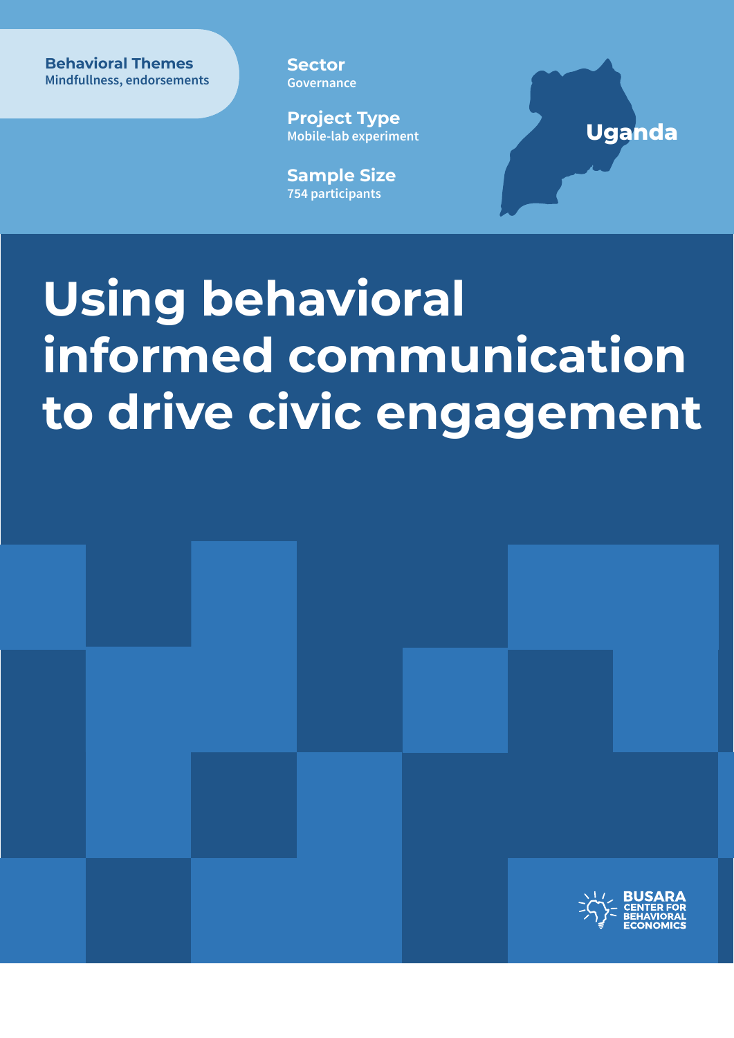**Behavioral Themes**
Mindfullness, endorsements

**Sector**
Governance

**Project Type**
Mobile-lab experiment

**Sample Size**
754 participants

Uganda

# Using behavioral informed communication to drive civic engagement

BUSARA CENTER FOR BEHAVIORAL ECONOMICS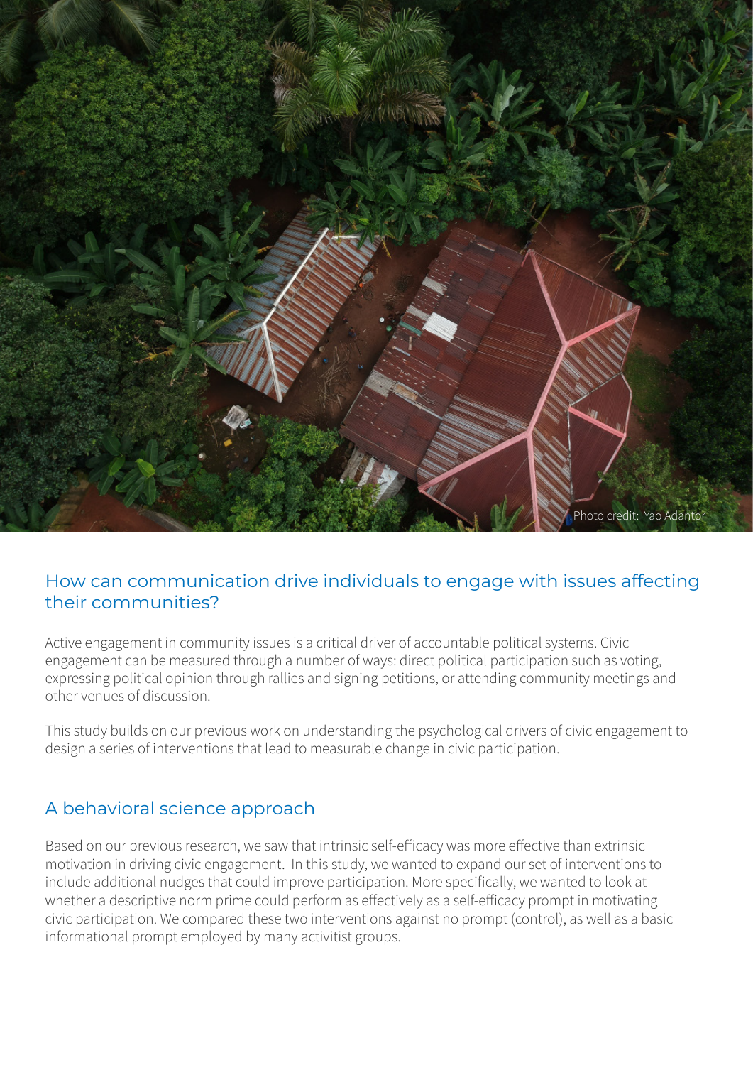Photo credit: Yao Adantor

## How can communication drive individuals to engage with issues affecting their communities?

Active engagement in community issues is a critical driver of accountable political systems. Civic engagement can be measured through a number of ways: direct political participation such as voting, expressing political opinion through rallies and signing petitions, or attending community meetings and other venues of discussion.

This study builds on our previous work on understanding the psychological drivers of civic engagement to design a series of interventions that lead to measurable change in civic participation.

## A behavioral science approach

Based on our previous research, we saw that intrinsic self-efficacy was more effective than extrinsic motivation in driving civic engagement. In this study, we wanted to expand our set of interventions to include additional nudges that could improve participation. More specifically, we wanted to look at whether a descriptive norm prime could perform as effectively as a self-efficacy prompt in motivating civic participation. We compared these two interventions against no prompt (control), as well as a basic informational prompt employed by many activitist groups.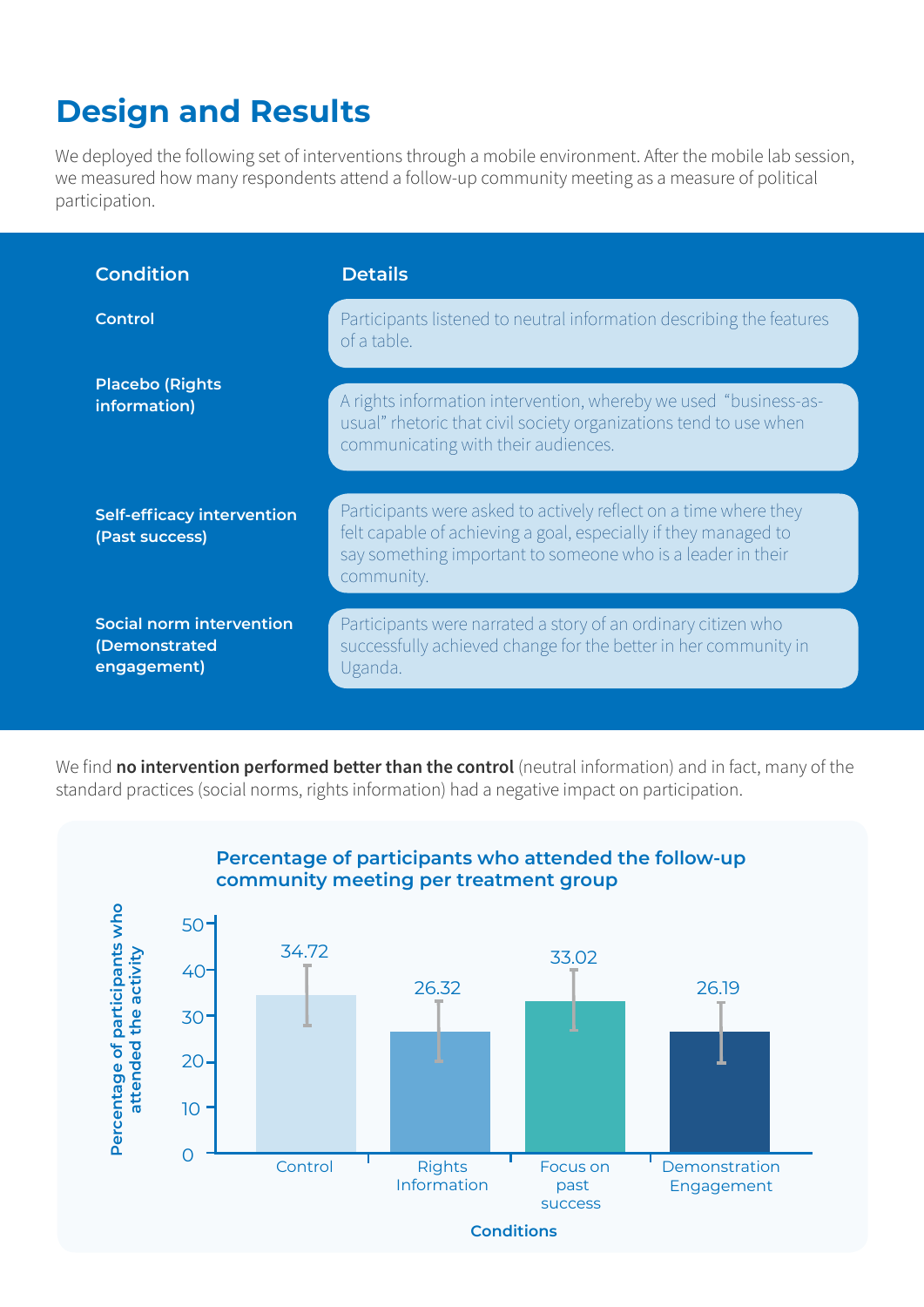# Design and Results

We deployed the following set of interventions through a mobile environment. After the mobile lab session, we measured how many respondents attend a follow-up community meeting as a measure of political participation.

| Condition | Details |
| --- | --- |
| **Control** | Participants listened to neutral information describing the features of a table. |
| **Placebo (Rights information)** | A rights information intervention, whereby we used "business-as-usual" rhetoric that civil society organizations tend to use when communicating with their audiences. |
| **Self-efficacy intervention (Past success)** | Participants were asked to actively reflect on a time where they felt capable of achieving a goal, especially if they managed to say something important to someone who is a leader in their community. |
| **Social norm intervention (Demonstrated engagement)** | Participants were narrated a story of an ordinary citizen who successfully achieved change for the better in her community in Uganda. |

We find **no intervention performed better than the control** (neutral information) and in fact, many of the standard practices (social norms, rights information) had a negative impact on participation.

**Percentage of participants who attended the follow-up community meeting per treatment group**

| Conditions | Percentage of participants who attended the activity |
| --- | --- |
| Control | 34.72 |
| Rights Information | 26.32 |
| Focus on past success | 33.02 |
| Demonstration Engagement | 26.19 |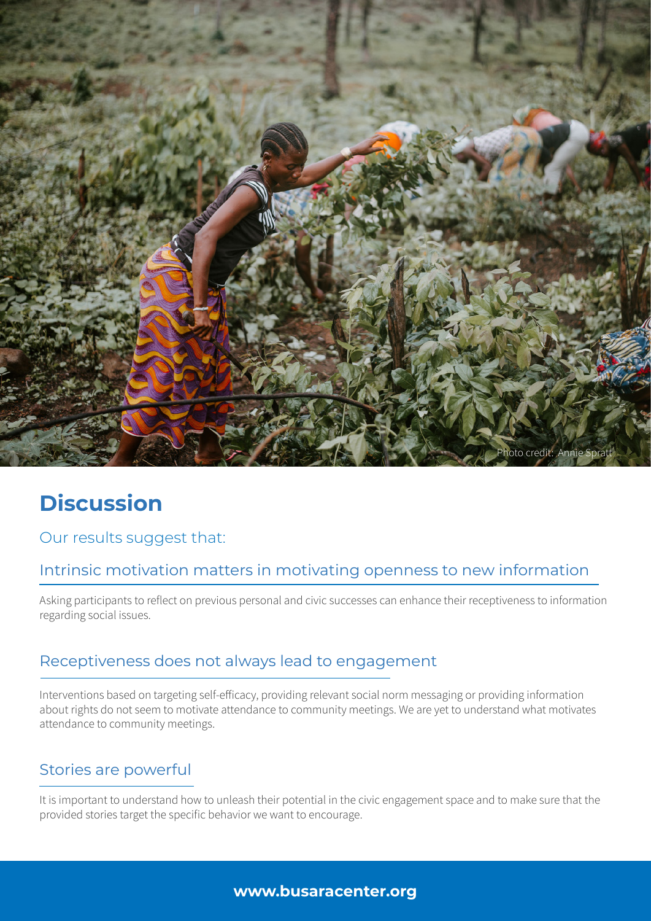Photo credit: Annie Spratt

# Discussion

Our results suggest that:

## Intrinsic motivation matters in motivating openness to new information

Asking participants to reflect on previous personal and civic successes can enhance their receptiveness to information regarding social issues.

## Receptiveness does not always lead to engagement

Interventions based on targeting self-efficacy, providing relevant social norm messaging or providing information about rights do not seem to motivate attendance to community meetings. We are yet to understand what motivates attendance to community meetings.

## Stories are powerful

It is important to understand how to unleash their potential in the civic engagement space and to make sure that the provided stories target the specific behavior we want to encourage.

**www.busaracenter.org**